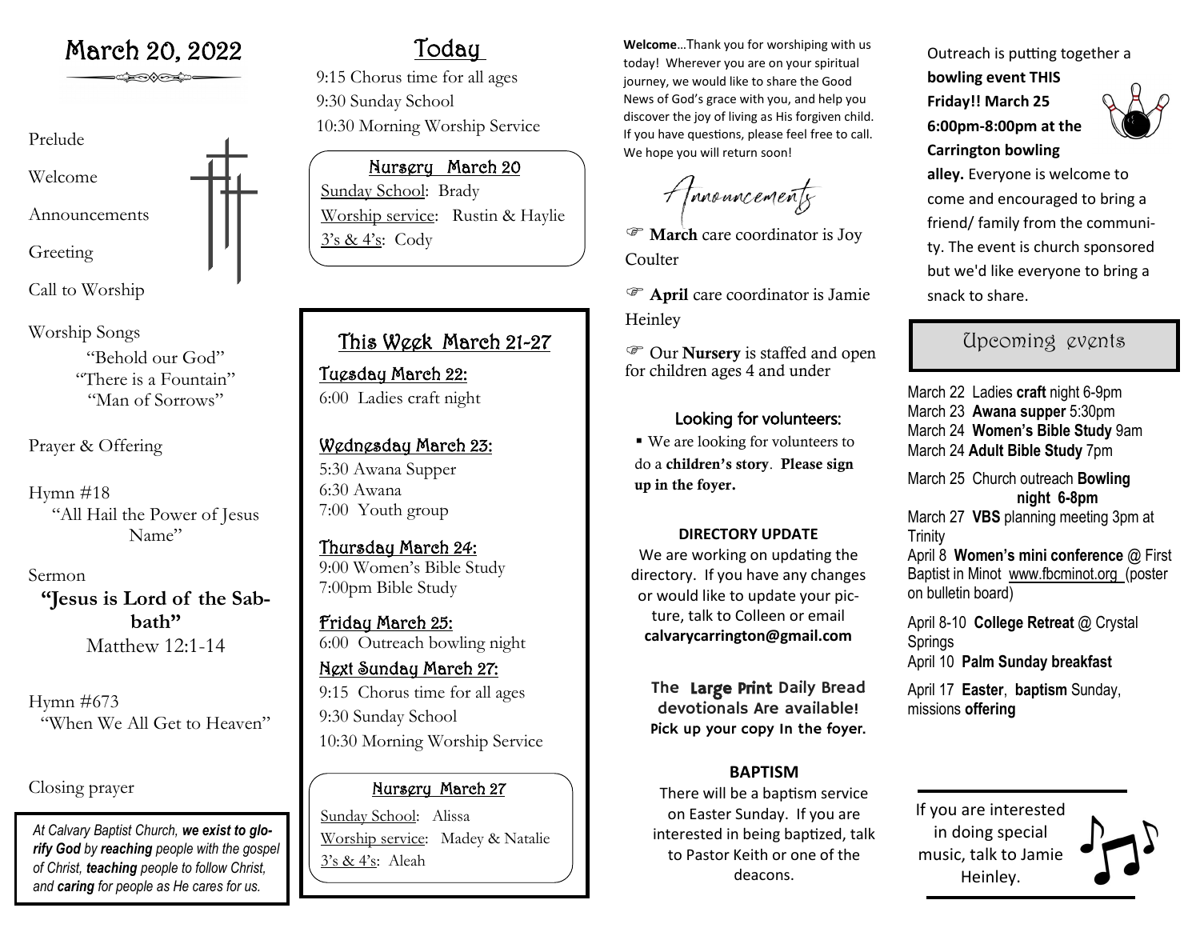# March 20, 2022

Prelude

Welcome

Announcements

Greeting

Call to Worship

Worship Songs

"Behold our God"
"There is a Fountain"
"Man of Sorrows"

Prayer & Offering

Hymn #18
"All Hail the Power of Jesus Name"

Sermon
**"Jesus is Lord of the Sabbath"**
Matthew 12:1-14

Hymn #673
"When We All Get to Heaven"

Closing prayer

*At Calvary Baptist Church, **we exist to glorify God** by **reaching** people with the gospel of Christ, **teaching** people to follow Christ, and **caring** for people as He cares for us.*

## Today

9:15 Chorus time for all ages
9:30 Sunday School
10:30 Morning Worship Service

### Nursery March 20

Sunday School: Brady
Worship service: Rustin & Haylie
3's & 4's: Cody

## This Week March 21-27

### Tuesday March 22:

6:00 Ladies craft night

### Wednesday March 23:

5:30 Awana Supper
6:30 Awana
7:00 Youth group

### Thursday March 24:

9:00 Women's Bible Study
7:00pm Bible Study

### Friday March 25:

6:00 Outreach bowling night

### Next Sunday March 27:

9:15 Chorus time for all ages
9:30 Sunday School
10:30 Morning Worship Service

### Nursery March 27

Sunday School: Alissa
Worship service: Madey & Natalie
3's & 4's: Aleah

**Welcome**…Thank you for worshiping with us today! Wherever you are on your spiritual journey, we would like to share the Good News of God's grace with you, and help you discover the joy of living as His forgiven child. If you have questions, please feel free to call. We hope you will return soon!

## Announcements

- **March** care coordinator is Joy Coulter
- **April** care coordinator is Jamie Heinley
- Our **Nursery** is staffed and open for children ages 4 and under

### Looking for volunteers:

- We are looking for volunteers to do a **children's story**. **Please sign up in the foyer.**

### DIRECTORY UPDATE

We are working on updating the directory. If you have any changes or would like to update your picture, talk to Colleen or email **calvarycarrington@gmail.com**

**The Large Print Daily Bread devotionals Are available! Pick up your copy In the foyer.**

### BAPTISM

There will be a baptism service on Easter Sunday. If you are interested in being baptized, talk to Pastor Keith or one of the deacons.

Outreach is putting together a **bowling event THIS Friday!! March 25 6:00pm-8:00pm at the Carrington bowling alley.** Everyone is welcome to come and encouraged to bring a friend/ family from the community. The event is church sponsored but we'd like everyone to bring a snack to share.

## Upcoming events

March 22 Ladies **craft** night 6-9pm
March 23 **Awana supper** 5:30pm
March 24 **Women's Bible Study** 9am
March 24 **Adult Bible Study** 7pm

March 25 Church outreach **Bowling night 6-8pm**
March 27 **VBS** planning meeting 3pm at Trinity
April 8 **Women's mini conference** @ First Baptist in Minot www.fbcminot.org (poster on bulletin board)

April 8-10 **College Retreat** @ Crystal Springs
April 10 **Palm Sunday breakfast**

April 17 **Easter**, **baptism** Sunday, missions **offering**

If you are interested in doing special music, talk to Jamie Heinley.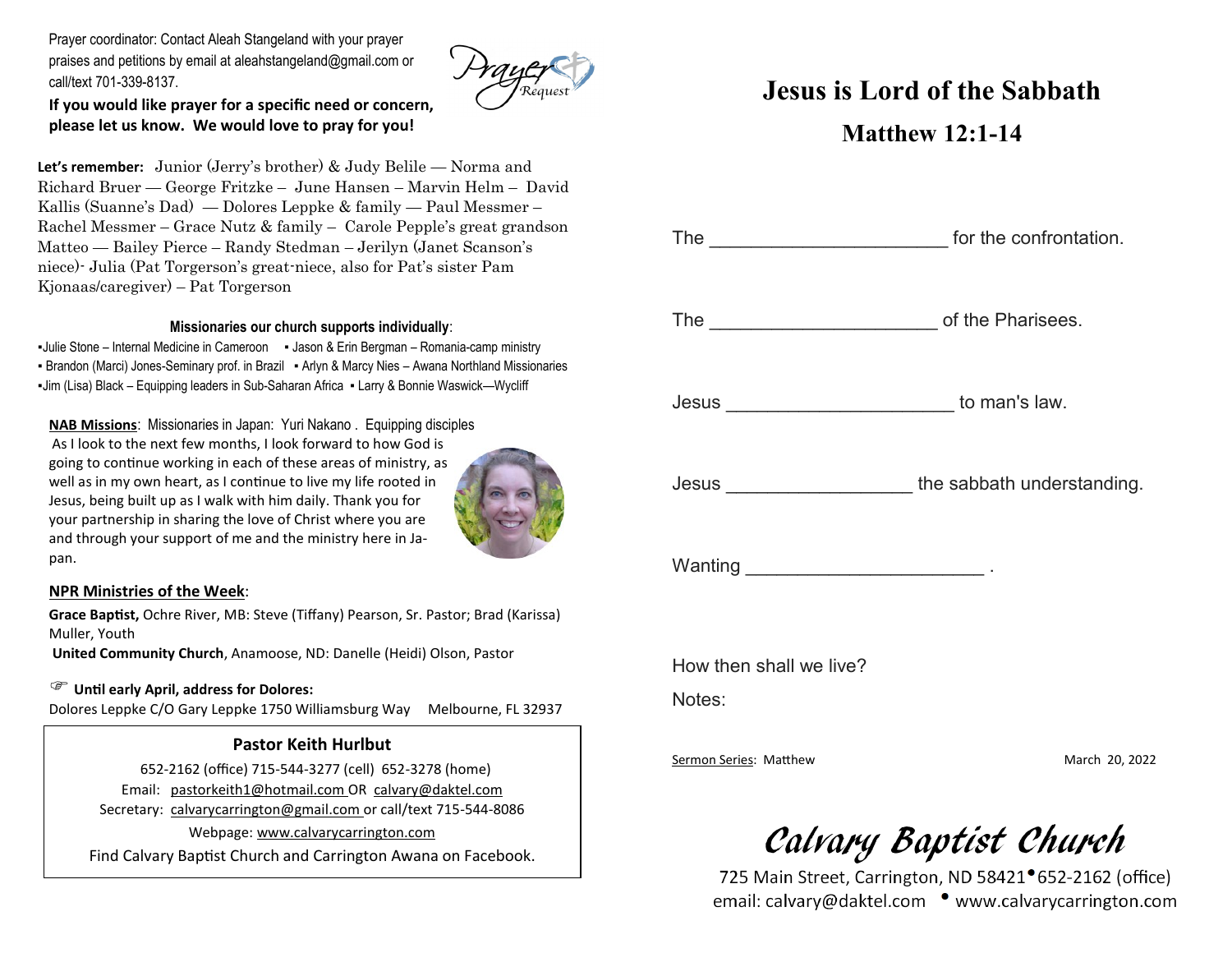Prayer coordinator: Contact Aleah Stangeland with your prayer praises and petitions by email at aleahstangeland@gmail.com or call/text 701-339-8137.

**If you would like prayer for a specific need or concern, please let us know. We would love to pray for you!**

**Let's remember:** Junior (Jerry's brother) & Judy Belile — Norma and Richard Bruer — George Fritzke – June Hansen – Marvin Helm – David Kallis (Suanne's Dad) — Dolores Leppke & family — Paul Messmer – Rachel Messmer – Grace Nutz & family – Carole Pepple's great grandson Matteo — Bailey Pierce – Randy Stedman – Jerilyn (Janet Scanson's niece)- Julia (Pat Torgerson's great-niece, also for Pat's sister Pam Kjonaas/caregiver) – Pat Torgerson

**Missionaries our church supports individually**:

- Julie Stone – Internal Medicine in Cameroon
- Jason & Erin Bergman – Romania-camp ministry
- Brandon (Marci) Jones-Seminary prof. in Brazil
- Arlyn & Marcy Nies – Awana Northland Missionaries
- Jim (Lisa) Black – Equipping leaders in Sub-Saharan Africa
- Larry & Bonnie Waswick—Wycliff

**NAB Missions**: Missionaries in Japan: Yuri Nakano . Equipping disciples
As I look to the next few months, I look forward to how God is going to continue working in each of these areas of ministry, as well as in my own heart, as I continue to live my life rooted in Jesus, being built up as I walk with him daily. Thank you for your partnership in sharing the love of Christ where you are and through your support of me and the ministry here in Japan.

**NPR Ministries of the Week**:

**Grace Baptist,** Ochre River, MB: Steve (Tiffany) Pearson, Sr. Pastor; Brad (Karissa) Muller, Youth

**United Community Church**, Anamoose, ND: Danelle (Heidi) Olson, Pastor

☞ **Until early April, address for Dolores:**
Dolores Leppke C/O Gary Leppke 1750 Williamsburg Way Melbourne, FL 32937

**Pastor Keith Hurlbut**

652-2162 (office) 715-544-3277 (cell) 652-3278 (home)

Email: pastorkeith1@hotmail.com OR calvary@daktel.com

Secretary: calvarycarrington@gmail.com or call/text 715-544-8086

Webpage: www.calvarycarrington.com

Find Calvary Baptist Church and Carrington Awana on Facebook.

# Jesus is Lord of the Sabbath

## Matthew 12:1-14

The ______________________ for the confrontation.

The _____________________ of the Pharisees.

Jesus _____________________ to man's law.

Jesus _________________ the sabbath understanding.

Wanting ______________________ .

How then shall we live?

Notes:

Sermon Series: Matthew

March 20, 2022

*Calvary Baptist Church*

725 Main Street, Carrington, ND 58421 • 652-2162 (office)
email: calvary@daktel.com • www.calvarycarrington.com